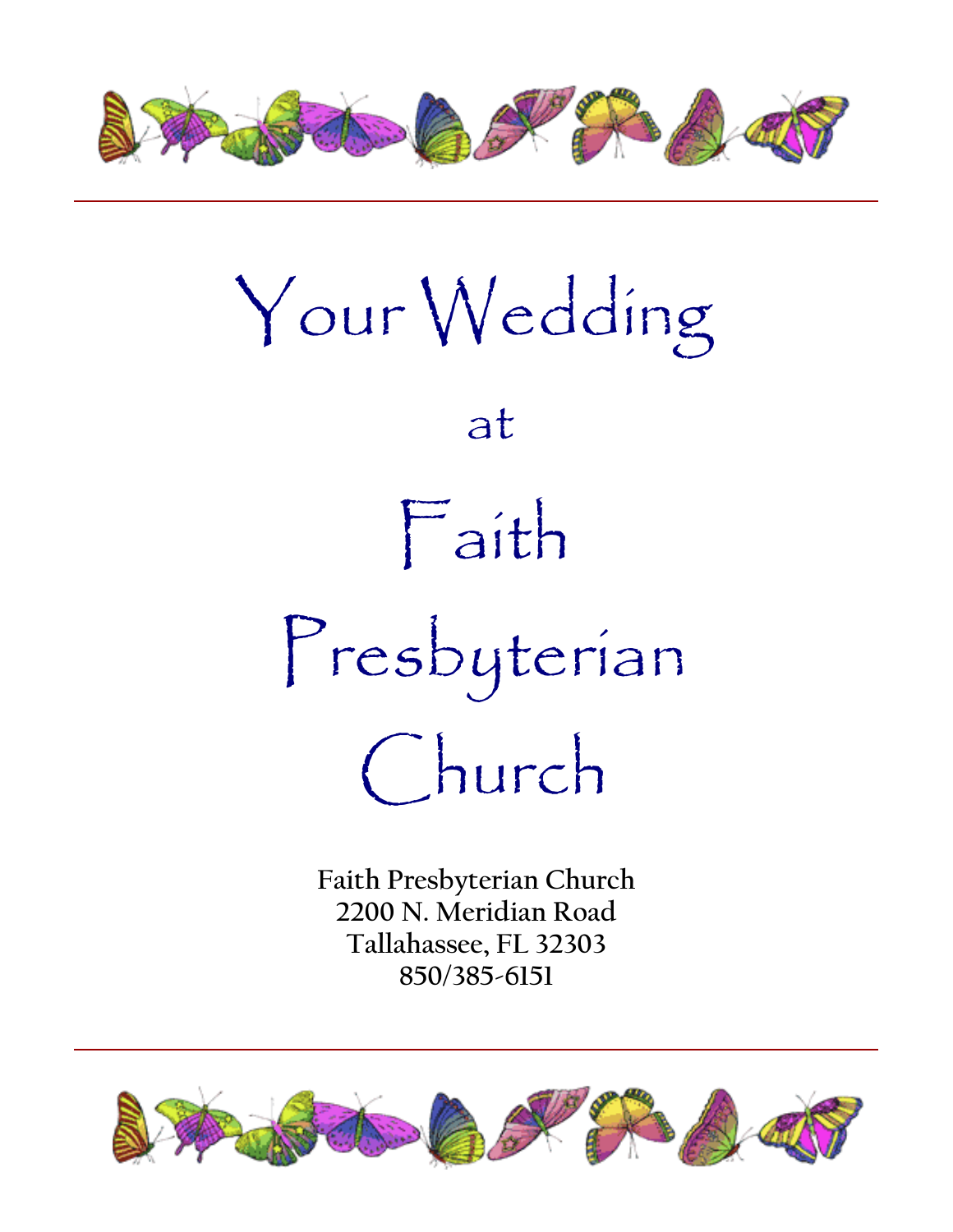# Your Wedding

at

# Faith Presbyterian Church

**Faith Presbyterian Church**
**2200 N. Meridian Road**
**Tallahassee, FL 32303**
**850/385-6151**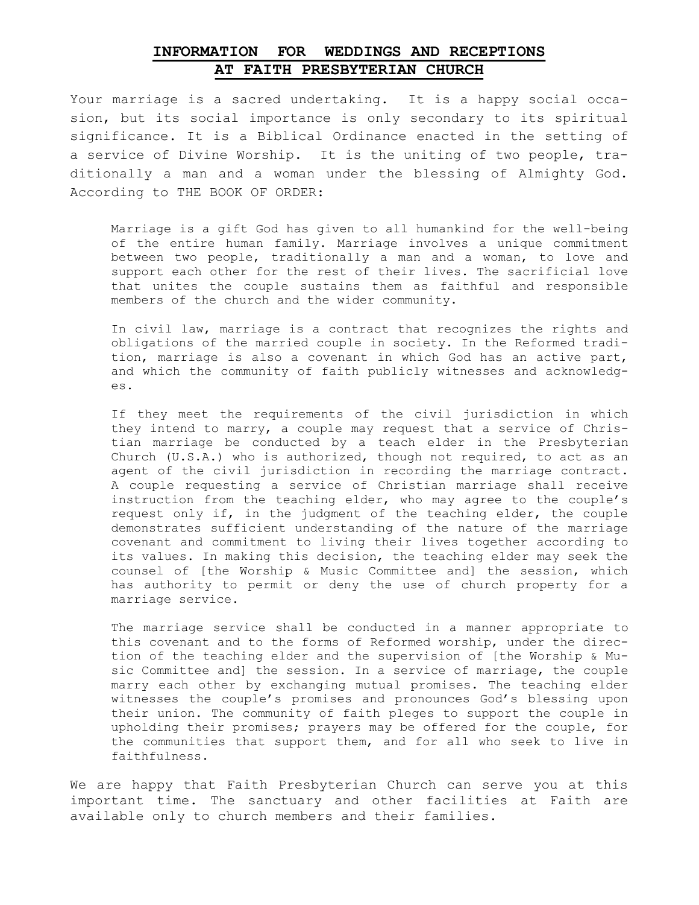# INFORMATION FOR WEDDINGS AND RECEPTIONS AT FAITH PRESBYTERIAN CHURCH

Your marriage is a sacred undertaking. It is a happy social occasion, but its social importance is only secondary to its spiritual significance. It is a Biblical Ordinance enacted in the setting of a service of Divine Worship. It is the uniting of two people, traditionally a man and a woman under the blessing of Almighty God. According to THE BOOK OF ORDER:

> Marriage is a gift God has given to all humankind for the well-being of the entire human family. Marriage involves a unique commitment between two people, traditionally a man and a woman, to love and support each other for the rest of their lives. The sacrificial love that unites the couple sustains them as faithful and responsible members of the church and the wider community.
>
> In civil law, marriage is a contract that recognizes the rights and obligations of the married couple in society. In the Reformed tradition, marriage is also a covenant in which God has an active part, and which the community of faith publicly witnesses and acknowledges.
>
> If they meet the requirements of the civil jurisdiction in which they intend to marry, a couple may request that a service of Christian marriage be conducted by a teach elder in the Presbyterian Church (U.S.A.) who is authorized, though not required, to act as an agent of the civil jurisdiction in recording the marriage contract. A couple requesting a service of Christian marriage shall receive instruction from the teaching elder, who may agree to the couple's request only if, in the judgment of the teaching elder, the couple demonstrates sufficient understanding of the nature of the marriage covenant and commitment to living their lives together according to its values. In making this decision, the teaching elder may seek the counsel of [the Worship & Music Committee and] the session, which has authority to permit or deny the use of church property for a marriage service.
>
> The marriage service shall be conducted in a manner appropriate to this covenant and to the forms of Reformed worship, under the direction of the teaching elder and the supervision of [the Worship & Music Committee and] the session. In a service of marriage, the couple marry each other by exchanging mutual promises. The teaching elder witnesses the couple's promises and pronounces God's blessing upon their union. The community of faith pleges to support the couple in upholding their promises; prayers may be offered for the couple, for the communities that support them, and for all who seek to live in faithfulness.

We are happy that Faith Presbyterian Church can serve you at this important time. The sanctuary and other facilities at Faith are available only to church members and their families.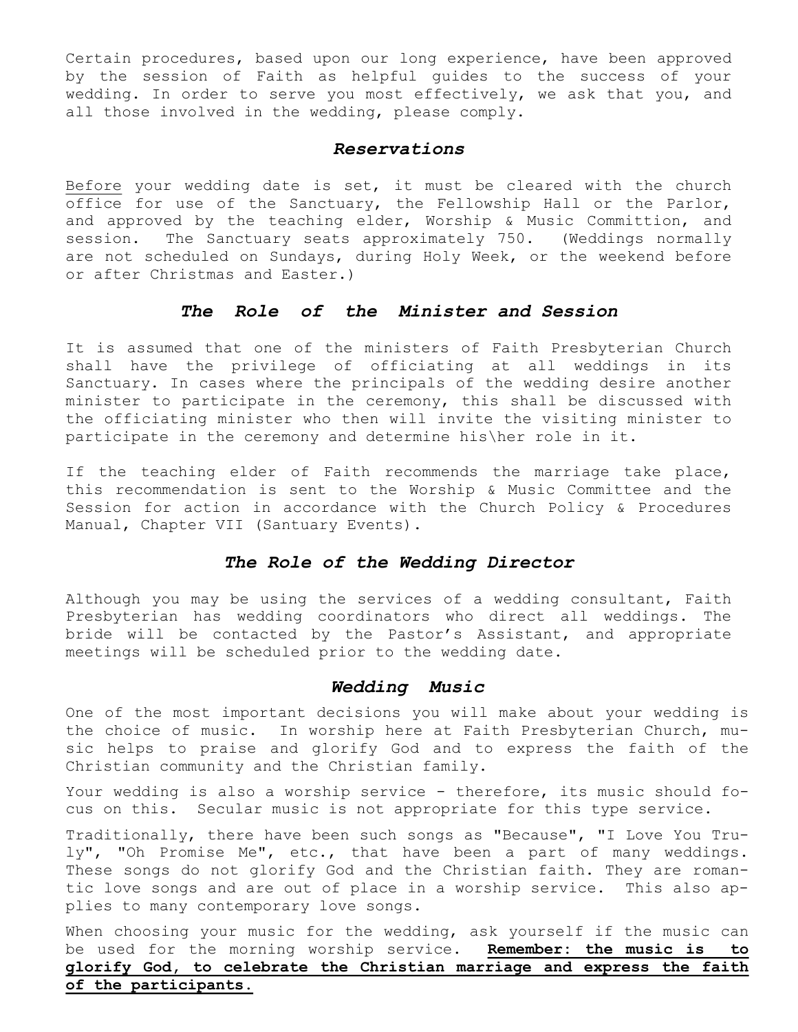Certain procedures, based upon our long experience, have been approved by the session of Faith as helpful guides to the success of your wedding. In order to serve you most effectively, we ask that you, and all those involved in the wedding, please comply.

### ***Reservations***

<u>Before</u> your wedding date is set, it must be cleared with the church office for use of the Sanctuary, the Fellowship Hall or the Parlor, and approved by the teaching elder, Worship & Music Committion, and session. The Sanctuary seats approximately 750. (Weddings normally are not scheduled on Sundays, during Holy Week, or the weekend before or after Christmas and Easter.)

### ***The Role of the Minister and Session***

It is assumed that one of the ministers of Faith Presbyterian Church shall have the privilege of officiating at all weddings in its Sanctuary. In cases where the principals of the wedding desire another minister to participate in the ceremony, this shall be discussed with the officiating minister who then will invite the visiting minister to participate in the ceremony and determine his\her role in it.

If the teaching elder of Faith recommends the marriage take place, this recommendation is sent to the Worship & Music Committee and the Session for action in accordance with the Church Policy & Procedures Manual, Chapter VII (Santuary Events).

### ***The Role of the Wedding Director***

Although you may be using the services of a wedding consultant, Faith Presbyterian has wedding coordinators who direct all weddings. The bride will be contacted by the Pastor's Assistant, and appropriate meetings will be scheduled prior to the wedding date.

### ***Wedding Music***

One of the most important decisions you will make about your wedding is the choice of music. In worship here at Faith Presbyterian Church, music helps to praise and glorify God and to express the faith of the Christian community and the Christian family.

Your wedding is also a worship service - therefore, its music should focus on this. Secular music is not appropriate for this type service.

Traditionally, there have been such songs as "Because", "I Love You Truly", "Oh Promise Me", etc., that have been a part of many weddings. These songs do not glorify God and the Christian faith. They are romantic love songs and are out of place in a worship service. This also applies to many contemporary love songs.

When choosing your music for the wedding, ask yourself if the music can be used for the morning worship service. **<u>Remember: the music is to glorify God, to celebrate the Christian marriage and express the faith of the participants.</u>**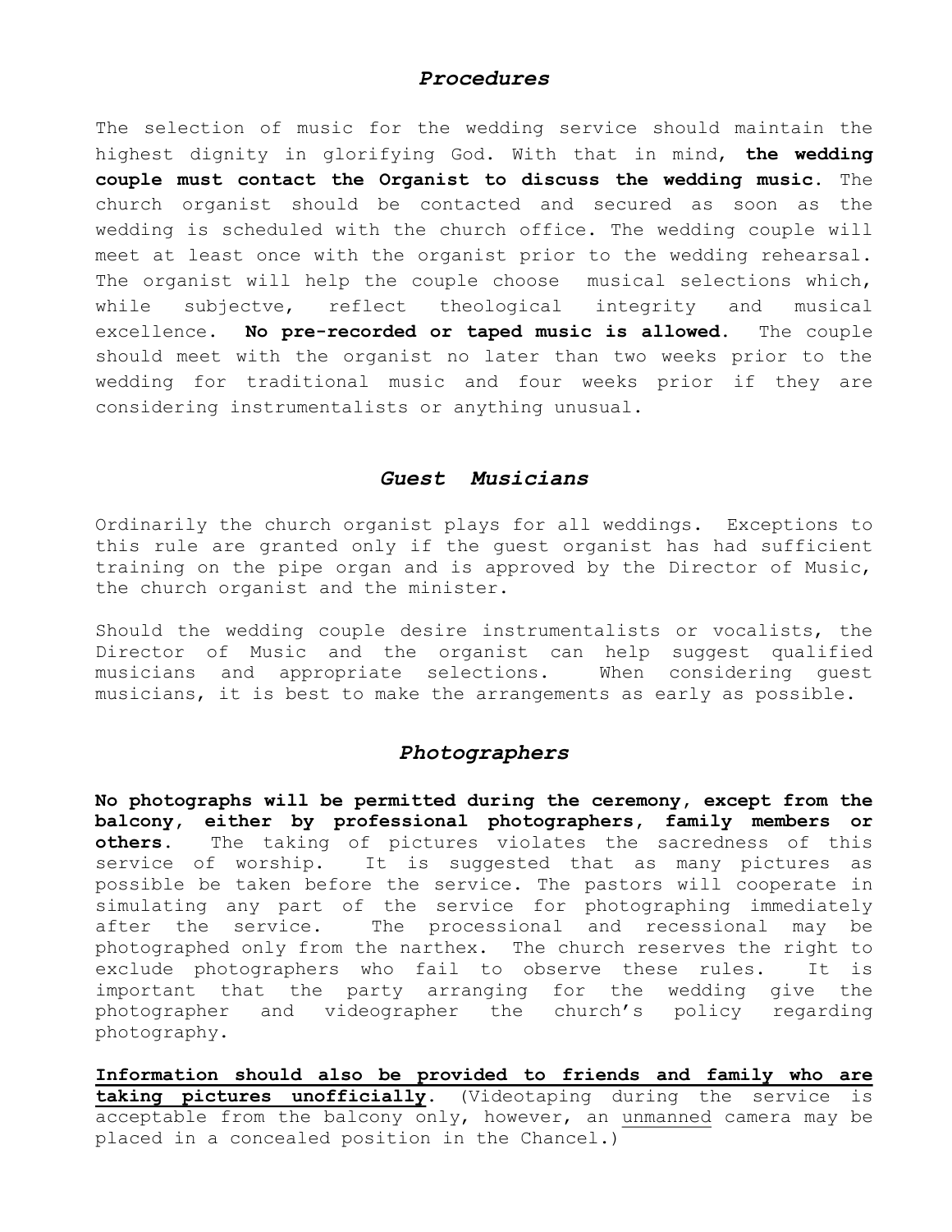## *Procedures*

The selection of music for the wedding service should maintain the highest dignity in glorifying God. With that in mind, **the wedding couple must contact the Organist to discuss the wedding music.** The church organist should be contacted and secured as soon as the wedding is scheduled with the church office. The wedding couple will meet at least once with the organist prior to the wedding rehearsal. The organist will help the couple choose musical selections which, while subjectve, reflect theological integrity and musical excellence. **No pre-recorded or taped music is allowed.** The couple should meet with the organist no later than two weeks prior to the wedding for traditional music and four weeks prior if they are considering instrumentalists or anything unusual.

## *Guest Musicians*

Ordinarily the church organist plays for all weddings. Exceptions to this rule are granted only if the guest organist has had sufficient training on the pipe organ and is approved by the Director of Music, the church organist and the minister.

Should the wedding couple desire instrumentalists or vocalists, the Director of Music and the organist can help suggest qualified musicians and appropriate selections. When considering guest musicians, it is best to make the arrangements as early as possible.

## *Photographers*

**No photographs will be permitted during the ceremony, except from the balcony, either by professional photographers, family members or others.** The taking of pictures violates the sacredness of this service of worship. It is suggested that as many pictures as possible be taken before the service. The pastors will cooperate in simulating any part of the service for photographing immediately after the service. The processional and recessional may be photographed only from the narthex. The church reserves the right to exclude photographers who fail to observe these rules. It is important that the party arranging for the wedding give the photographer and videographer the church's policy regarding photography.

<u>**Information should also be provided to friends and family who are taking pictures unofficially**</u>. (Videotaping during the service is acceptable from the balcony only, however, an <u>unmanned</u> camera may be placed in a concealed position in the Chancel.)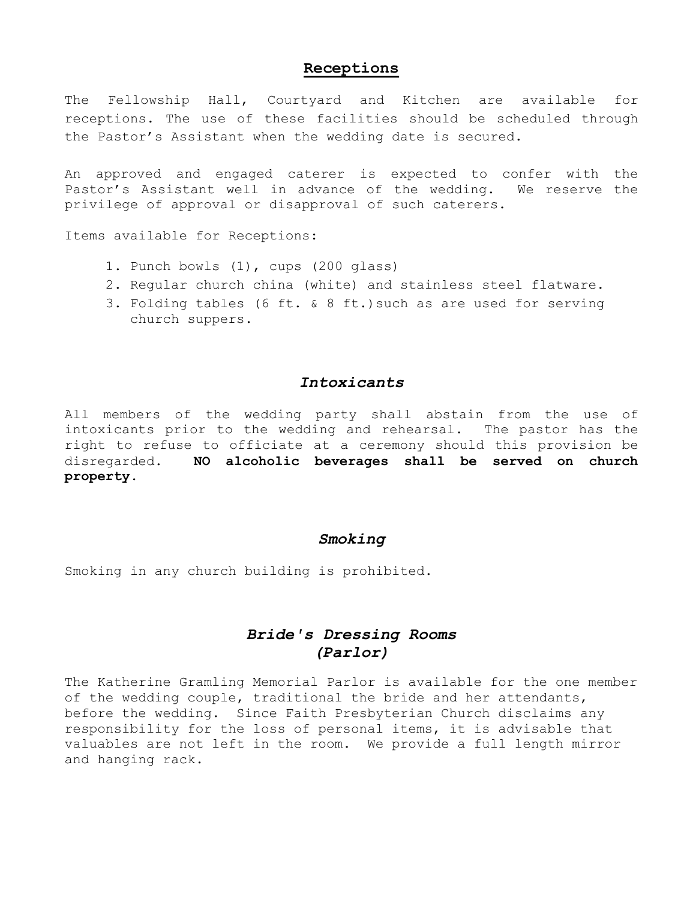## **Receptions**

The Fellowship Hall, Courtyard and Kitchen are available for receptions. The use of these facilities should be scheduled through the Pastor's Assistant when the wedding date is secured.

An approved and engaged caterer is expected to confer with the Pastor's Assistant well in advance of the wedding. We reserve the privilege of approval or disapproval of such caterers.

Items available for Receptions:

1. Punch bowls (1), cups (200 glass)
2. Regular church china (white) and stainless steel flatware.
3. Folding tables (6 ft. & 8 ft.)such as are used for serving church suppers.

## ***Intoxicants***

All members of the wedding party shall abstain from the use of intoxicants prior to the wedding and rehearsal. The pastor has the right to refuse to officiate at a ceremony should this provision be disregarded. **NO alcoholic beverages shall be served on church property.**

## ***Smoking***

Smoking in any church building is prohibited.

## ***Bride's Dressing Rooms (Parlor)***

The Katherine Gramling Memorial Parlor is available for the one member of the wedding couple, traditional the bride and her attendants, before the wedding. Since Faith Presbyterian Church disclaims any responsibility for the loss of personal items, it is advisable that valuables are not left in the room. We provide a full length mirror and hanging rack.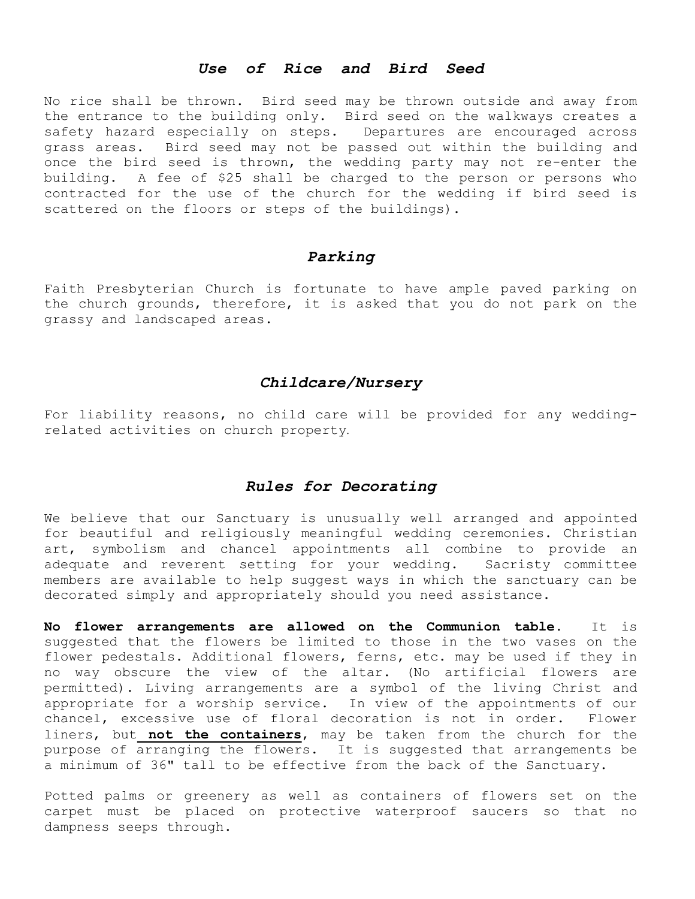### *Use of Rice and Bird Seed*

No rice shall be thrown. Bird seed may be thrown outside and away from the entrance to the building only. Bird seed on the walkways creates a safety hazard especially on steps. Departures are encouraged across grass areas. Bird seed may not be passed out within the building and once the bird seed is thrown, the wedding party may not re-enter the building. A fee of $25 shall be charged to the person or persons who contracted for the use of the church for the wedding if bird seed is scattered on the floors or steps of the buildings).

### *Parking*

Faith Presbyterian Church is fortunate to have ample paved parking on the church grounds, therefore, it is asked that you do not park on the grassy and landscaped areas.

### *Childcare/Nursery*

For liability reasons, no child care will be provided for any wedding-related activities on church property.

### *Rules for Decorating*

We believe that our Sanctuary is unusually well arranged and appointed for beautiful and religiously meaningful wedding ceremonies. Christian art, symbolism and chancel appointments all combine to provide an adequate and reverent setting for your wedding. Sacristy committee members are available to help suggest ways in which the sanctuary can be decorated simply and appropriately should you need assistance.

**No flower arrangements are allowed on the Communion table.** It is suggested that the flowers be limited to those in the two vases on the flower pedestals. Additional flowers, ferns, etc. may be used if they in no way obscure the view of the altar. (No artificial flowers are permitted). Living arrangements are a symbol of the living Christ and appropriate for a worship service. In view of the appointments of our chancel, excessive use of floral decoration is not in order. Flower liners, but **not the containers**, may be taken from the church for the purpose of arranging the flowers. It is suggested that arrangements be a minimum of 36" tall to be effective from the back of the Sanctuary.

Potted palms or greenery as well as containers of flowers set on the carpet must be placed on protective waterproof saucers so that no dampness seeps through.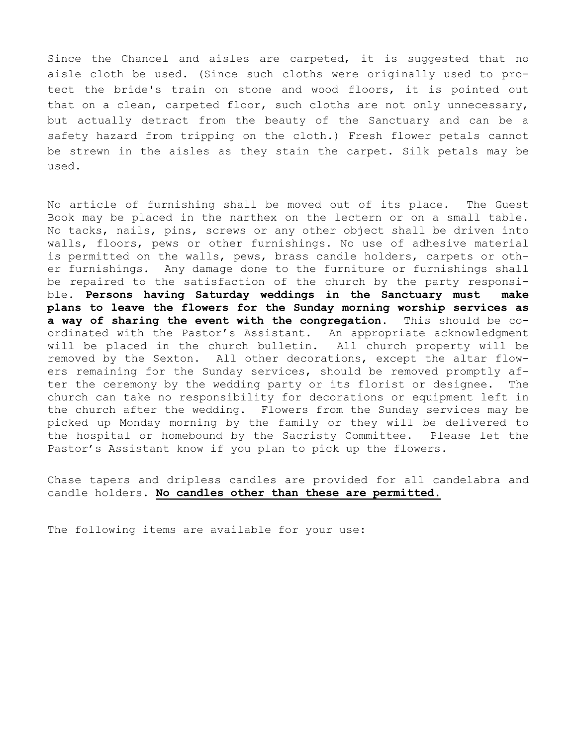Since the Chancel and aisles are carpeted, it is suggested that no aisle cloth be used. (Since such cloths were originally used to protect the bride's train on stone and wood floors, it is pointed out that on a clean, carpeted floor, such cloths are not only unnecessary, but actually detract from the beauty of the Sanctuary and can be a safety hazard from tripping on the cloth.) Fresh flower petals cannot be strewn in the aisles as they stain the carpet. Silk petals may be used.

No article of furnishing shall be moved out of its place. The Guest Book may be placed in the narthex on the lectern or on a small table. No tacks, nails, pins, screws or any other object shall be driven into walls, floors, pews or other furnishings. No use of adhesive material is permitted on the walls, pews, brass candle holders, carpets or other furnishings. Any damage done to the furniture or furnishings shall be repaired to the satisfaction of the church by the party responsible. **Persons having Saturday weddings in the Sanctuary must make plans to leave the flowers for the Sunday morning worship services as a way of sharing the event with the congregation.** This should be coordinated with the Pastor's Assistant. An appropriate acknowledgment will be placed in the church bulletin. All church property will be removed by the Sexton. All other decorations, except the altar flowers remaining for the Sunday services, should be removed promptly after the ceremony by the wedding party or its florist or designee. The church can take no responsibility for decorations or equipment left in the church after the wedding. Flowers from the Sunday services may be picked up Monday morning by the family or they will be delivered to the hospital or homebound by the Sacristy Committee. Please let the Pastor's Assistant know if you plan to pick up the flowers.

Chase tapers and dripless candles are provided for all candelabra and candle holders. **No candles other than these are permitted.**

The following items are available for your use: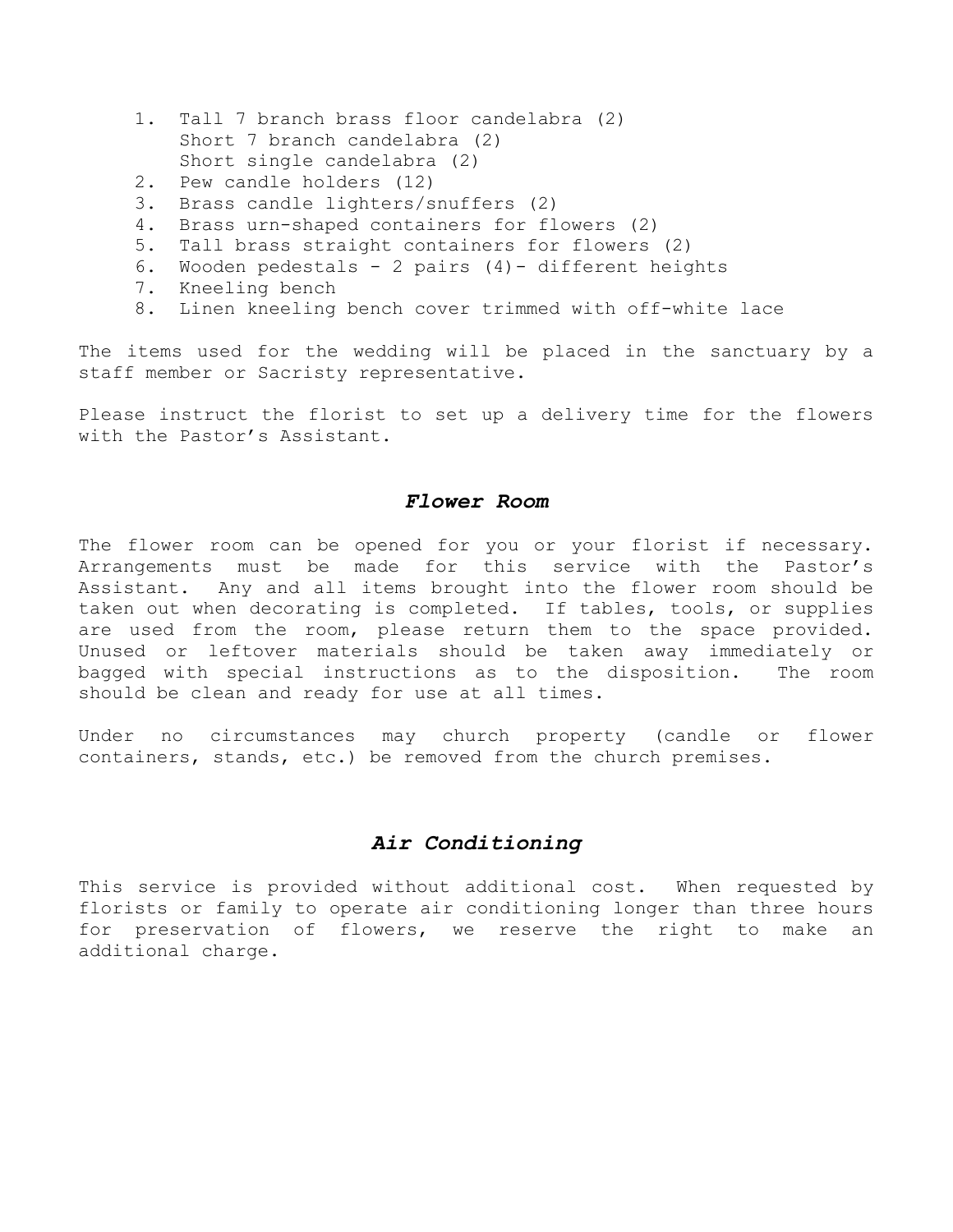1. Tall 7 branch brass floor candelabra (2)
   Short 7 branch candelabra (2)
   Short single candelabra (2)
2. Pew candle holders (12)
3. Brass candle lighters/snuffers (2)
4. Brass urn-shaped containers for flowers (2)
5. Tall brass straight containers for flowers (2)
6. Wooden pedestals - 2 pairs (4)- different heights
7. Kneeling bench
8. Linen kneeling bench cover trimmed with off-white lace

The items used for the wedding will be placed in the sanctuary by a staff member or Sacristy representative.

Please instruct the florist to set up a delivery time for the flowers with the Pastor's Assistant.

## *Flower Room*

The flower room can be opened for you or your florist if necessary. Arrangements must be made for this service with the Pastor's Assistant. Any and all items brought into the flower room should be taken out when decorating is completed. If tables, tools, or supplies are used from the room, please return them to the space provided. Unused or leftover materials should be taken away immediately or bagged with special instructions as to the disposition. The room should be clean and ready for use at all times.

Under no circumstances may church property (candle or flower containers, stands, etc.) be removed from the church premises.

## *Air Conditioning*

This service is provided without additional cost. When requested by florists or family to operate air conditioning longer than three hours for preservation of flowers, we reserve the right to make an additional charge.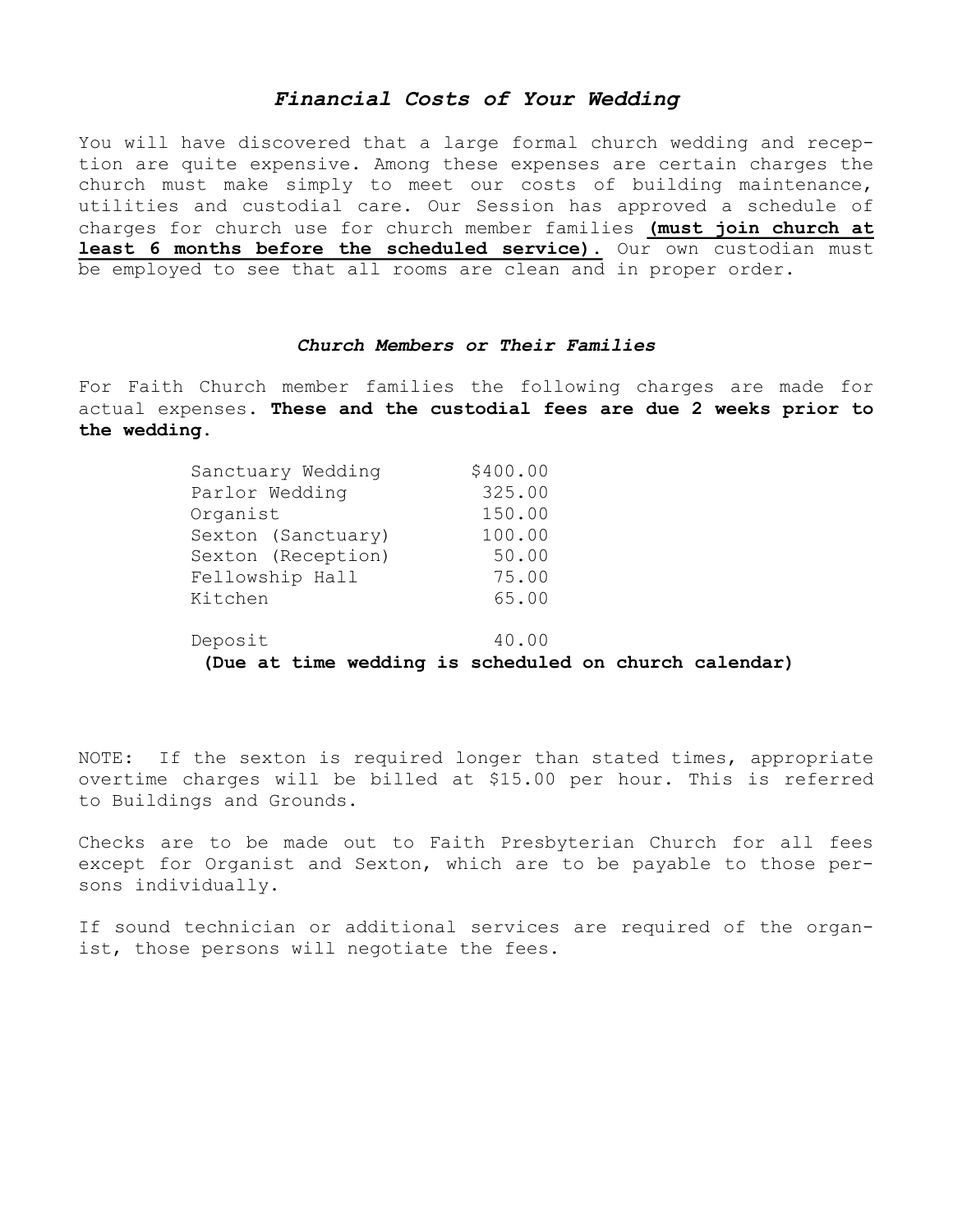## *Financial Costs of Your Wedding*

You will have discovered that a large formal church wedding and reception are quite expensive. Among these expenses are certain charges the church must make simply to meet our costs of building maintenance, utilities and custodial care. Our Session has approved a schedule of charges for church use for church member families **(must join church at least 6 months before the scheduled service).** Our own custodian must be employed to see that all rooms are clean and in proper order.

### *Church Members or Their Families*

For Faith Church member families the following charges are made for actual expenses. **These and the custodial fees are due 2 weeks prior to the wedding.**

| Item | Charge |
|---|---|
| Sanctuary Wedding | $400.00 |
| Parlor Wedding | 325.00 |
| Organist | 150.00 |
| Sexton (Sanctuary) | 100.00 |
| Sexton (Reception) | 50.00 |
| Fellowship Hall | 75.00 |
| Kitchen | 65.00 |
| Deposit | 40.00 |

**(Due at time wedding is scheduled on church calendar)**

NOTE: If the sexton is required longer than stated times, appropriate overtime charges will be billed at $15.00 per hour. This is referred to Buildings and Grounds.

Checks are to be made out to Faith Presbyterian Church for all fees except for Organist and Sexton, which are to be payable to those persons individually.

If sound technician or additional services are required of the organist, those persons will negotiate the fees.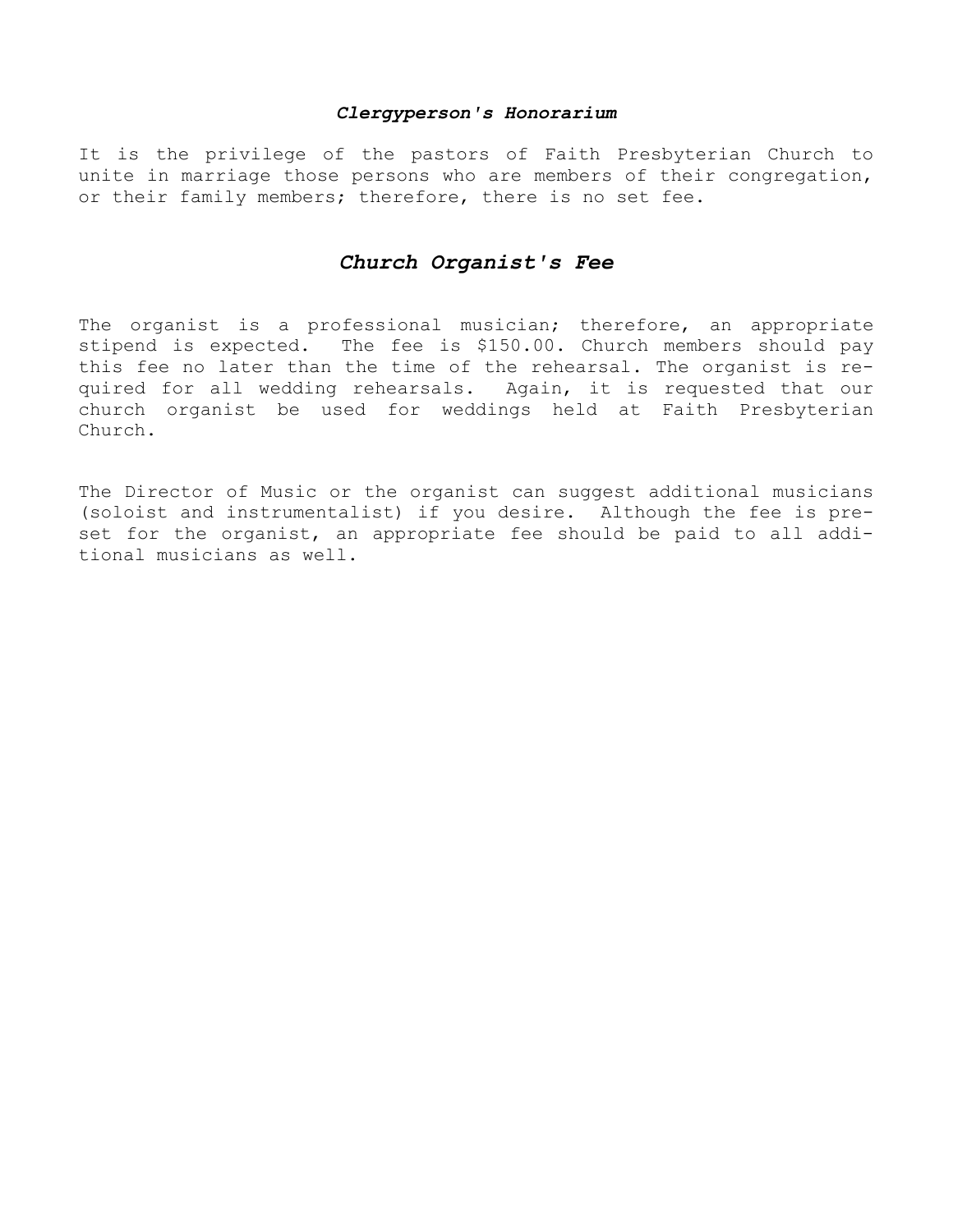### ***Clergyperson's Honorarium***

It is the privilege of the pastors of Faith Presbyterian Church to unite in marriage those persons who are members of their congregation, or their family members; therefore, there is no set fee.

## ***Church Organist's Fee***

The organist is a professional musician; therefore, an appropriate stipend is expected. The fee is $150.00. Church members should pay this fee no later than the time of the rehearsal. The organist is required for all wedding rehearsals. Again, it is requested that our church organist be used for weddings held at Faith Presbyterian Church.

The Director of Music or the organist can suggest additional musicians (soloist and instrumentalist) if you desire. Although the fee is preset for the organist, an appropriate fee should be paid to all additional musicians as well.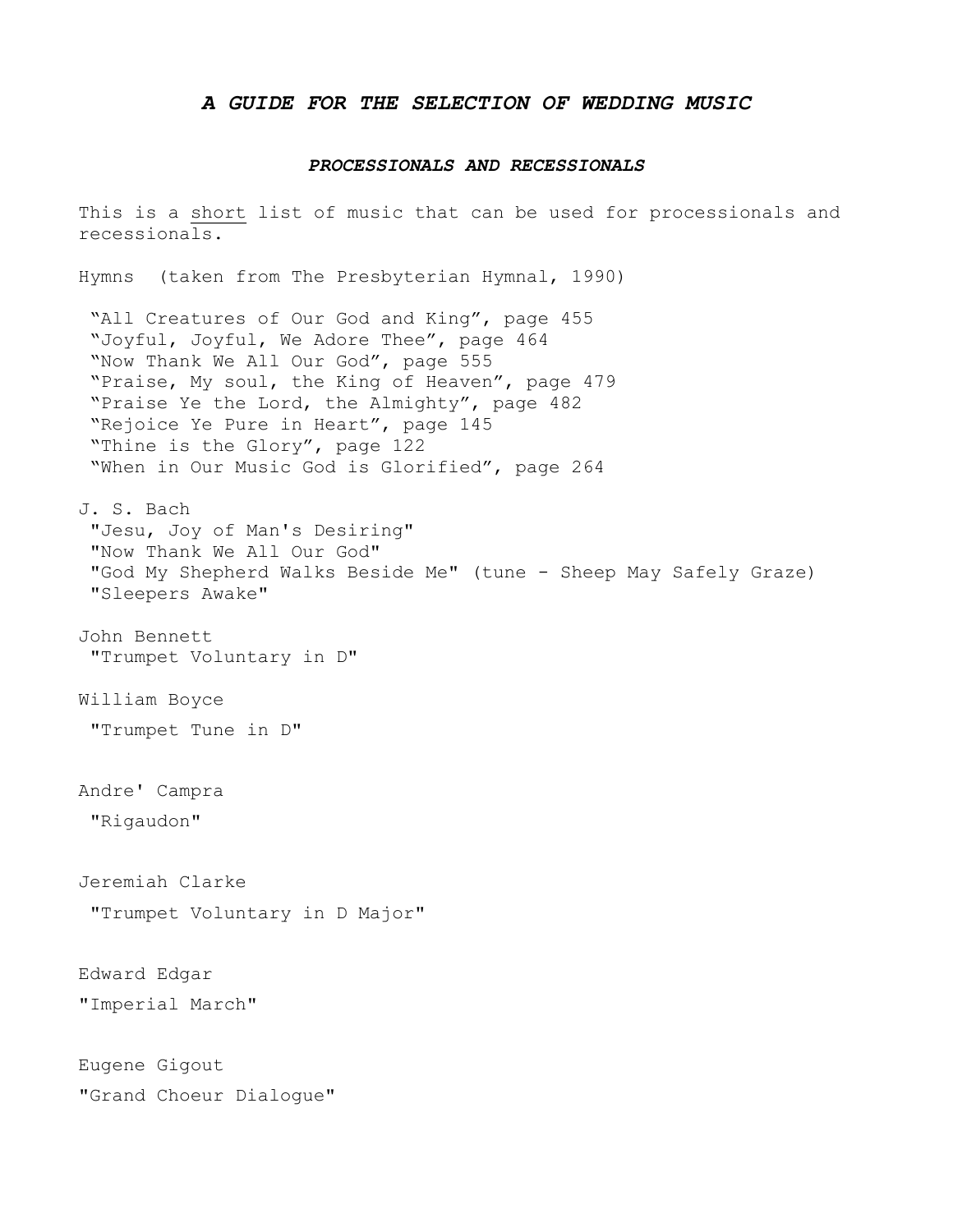# *A GUIDE FOR THE SELECTION OF WEDDING MUSIC*

## *PROCESSIONALS AND RECESSIONALS*

This is a <u>short</u> list of music that can be used for processionals and recessionals.

Hymns (taken from The Presbyterian Hymnal, 1990)

- "All Creatures of Our God and King", page 455
- "Joyful, Joyful, We Adore Thee", page 464
- "Now Thank We All Our God", page 555
- "Praise, My soul, the King of Heaven", page 479
- "Praise Ye the Lord, the Almighty", page 482
- "Rejoice Ye Pure in Heart", page 145
- "Thine is the Glory", page 122
- "When in Our Music God is Glorified", page 264

J. S. Bach

- "Jesu, Joy of Man's Desiring"
- "Now Thank We All Our God"
- "God My Shepherd Walks Beside Me" (tune - Sheep May Safely Graze)
- "Sleepers Awake"

John Bennett

- "Trumpet Voluntary in D"

William Boyce

- "Trumpet Tune in D"

Andre' Campra

- "Rigaudon"

Jeremiah Clarke

- "Trumpet Voluntary in D Major"

Edward Edgar

- "Imperial March"

Eugene Gigout

- "Grand Choeur Dialogue"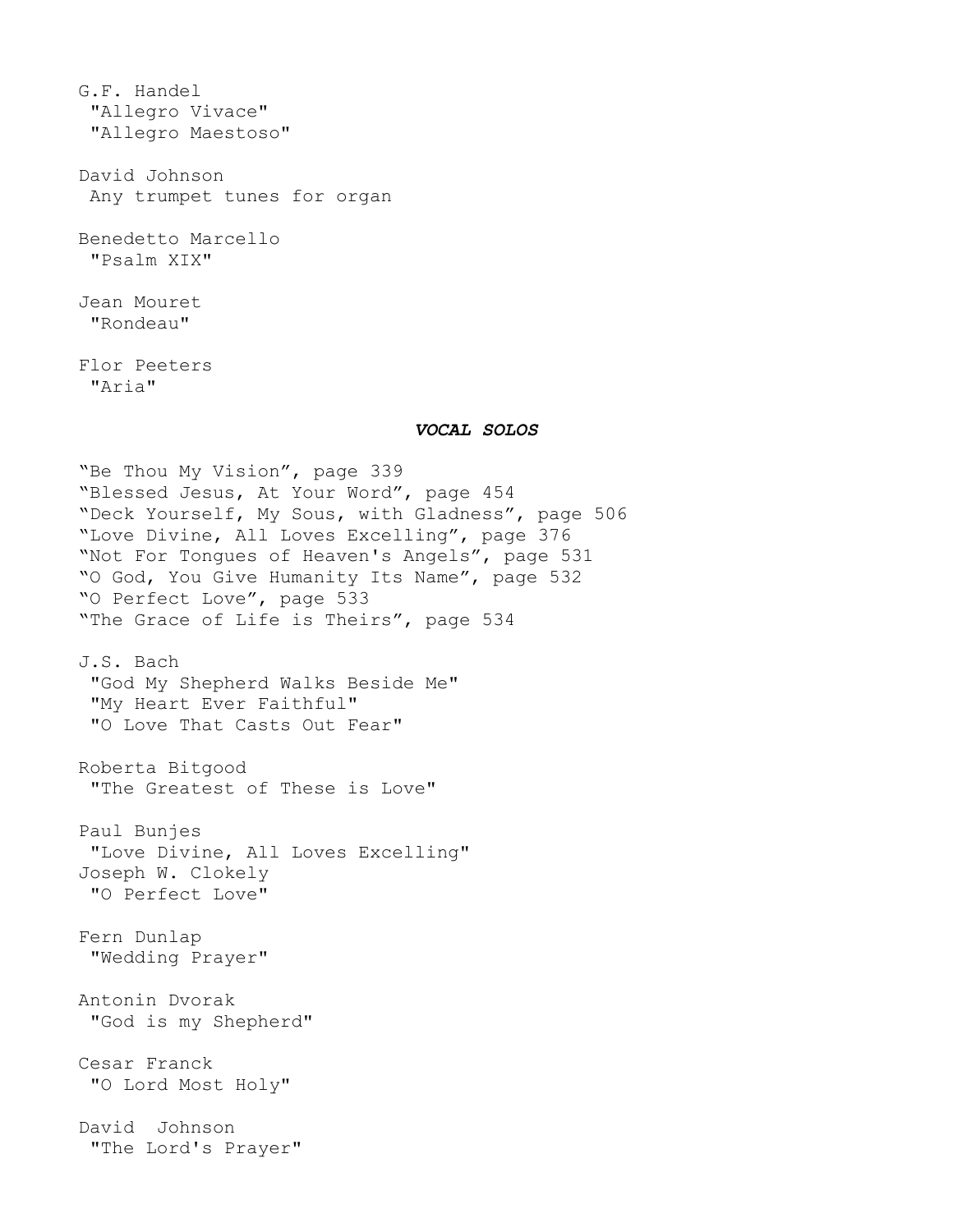G.F. Handel
 "Allegro Vivace"
 "Allegro Maestoso"

David Johnson
 Any trumpet tunes for organ

Benedetto Marcello
 "Psalm XIX"

Jean Mouret
 "Rondeau"

Flor Peeters
 "Aria"

### ***VOCAL SOLOS***

"Be Thou My Vision", page 339
"Blessed Jesus, At Your Word", page 454
"Deck Yourself, My Sous, with Gladness", page 506
"Love Divine, All Loves Excelling", page 376
"Not For Tongues of Heaven's Angels", page 531
"O God, You Give Humanity Its Name", page 532
"O Perfect Love", page 533
"The Grace of Life is Theirs", page 534

J.S. Bach
 "God My Shepherd Walks Beside Me"
 "My Heart Ever Faithful"
 "O Love That Casts Out Fear"

Roberta Bitgood
 "The Greatest of These is Love"

Paul Bunjes
 "Love Divine, All Loves Excelling"
Joseph W. Clokely
 "O Perfect Love"

Fern Dunlap
 "Wedding Prayer"

Antonin Dvorak
 "God is my Shepherd"

Cesar Franck
 "O Lord Most Holy"

David Johnson
 "The Lord's Prayer"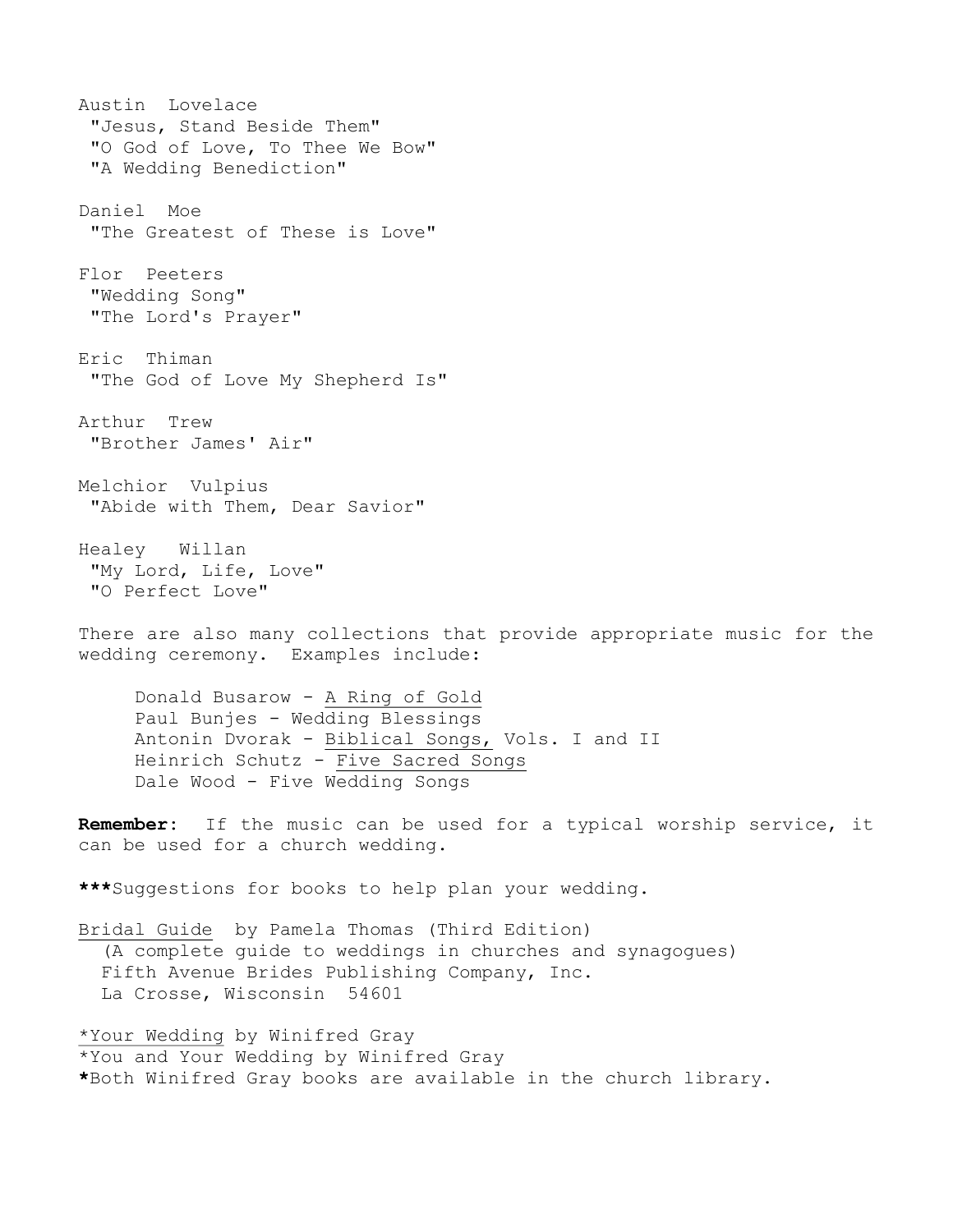Austin Lovelace
"Jesus, Stand Beside Them"
"O God of Love, To Thee We Bow"
"A Wedding Benediction"

Daniel Moe
"The Greatest of These is Love"

Flor Peeters
"Wedding Song"
"The Lord's Prayer"

Eric Thiman
"The God of Love My Shepherd Is"

Arthur Trew
"Brother James' Air"

Melchior Vulpius
"Abide with Them, Dear Savior"

Healey Willan
"My Lord, Life, Love"
"O Perfect Love"

There are also many collections that provide appropriate music for the wedding ceremony. Examples include:

- Donald Busarow - A Ring of Gold
- Paul Bunjes - Wedding Blessings
- Antonin Dvorak - Biblical Songs, Vols. I and II
- Heinrich Schutz - Five Sacred Songs
- Dale Wood - Five Wedding Songs

**Remember:** If the music can be used for a typical worship service, it can be used for a church wedding.

**\*\*\***Suggestions for books to help plan your wedding.

Bridal Guide by Pamela Thomas (Third Edition)
(A complete guide to weddings in churches and synagogues)
Fifth Avenue Brides Publishing Company, Inc.
La Crosse, Wisconsin 54601

*Your Wedding by Winifred Gray
*You and Your Wedding by Winifred Gray
**\***Both Winifred Gray books are available in the church library.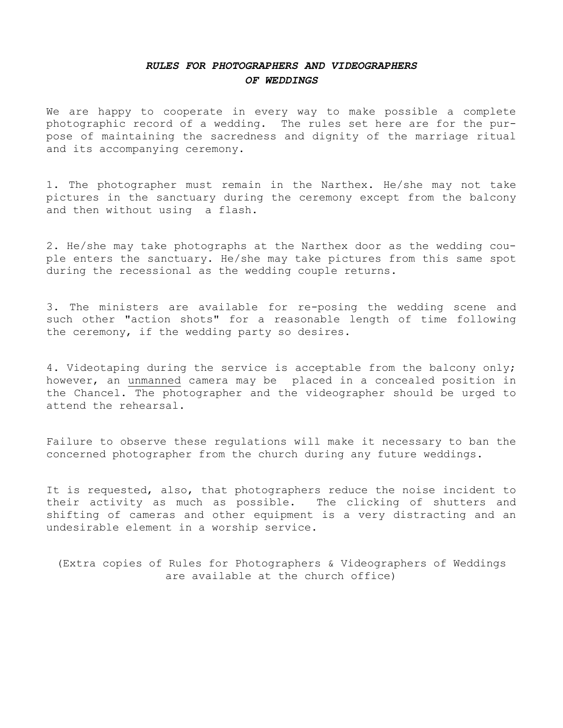## ***RULES FOR PHOTOGRAPHERS AND VIDEOGRAPHERS OF WEDDINGS***

We are happy to cooperate in every way to make possible a complete photographic record of a wedding. The rules set here are for the purpose of maintaining the sacredness and dignity of the marriage ritual and its accompanying ceremony.

1. The photographer must remain in the Narthex. He/she may not take pictures in the sanctuary during the ceremony except from the balcony and then without using a flash.

2. He/she may take photographs at the Narthex door as the wedding couple enters the sanctuary. He/she may take pictures from this same spot during the recessional as the wedding couple returns.

3. The ministers are available for re-posing the wedding scene and such other "action shots" for a reasonable length of time following the ceremony, if the wedding party so desires.

4. Videotaping during the service is acceptable from the balcony only; however, an <u>unmanned</u> camera may be placed in a concealed position in the Chancel. The photographer and the videographer should be urged to attend the rehearsal.

Failure to observe these regulations will make it necessary to ban the concerned photographer from the church during any future weddings.

It is requested, also, that photographers reduce the noise incident to their activity as much as possible. The clicking of shutters and shifting of cameras and other equipment is a very distracting and an undesirable element in a worship service.

(Extra copies of Rules for Photographers & Videographers of Weddings are available at the church office)